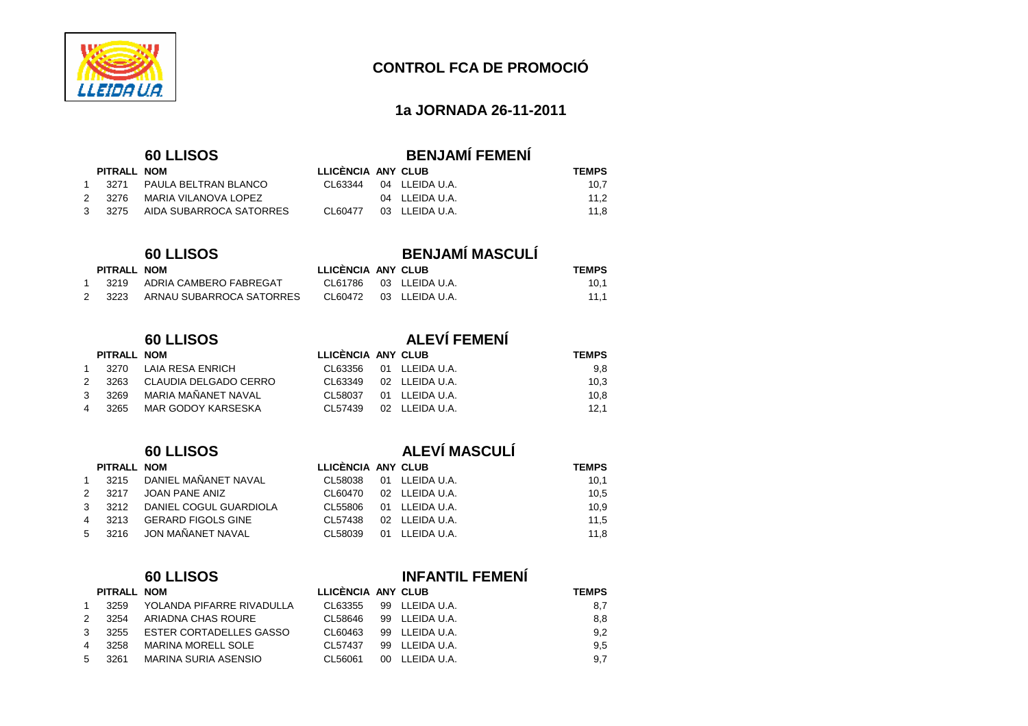# CONTROL FCA DE PROMOCIÓ

## 1a JORNADA 26-11-2011

### 60 LLISOS — BENJAMÍ FEMENÍ

| | PITRALL | NOM | LLICÈNCIA | ANY | CLUB | TEMPS |
|---|---|---|---|---|---|---|
| 1 | 3271 | PAULA BELTRAN BLANCO | CL63344 | 04 | LLEIDA U.A. | 10,7 |
| 2 | 3276 | MARIA VILANOVA LOPEZ | | 04 | LLEIDA U.A. | 11,2 |
| 3 | 3275 | AIDA SUBARROCA SATORRES | CL60477 | 03 | LLEIDA U.A. | 11,8 |

### 60 LLISOS — BENJAMÍ MASCULÍ

| | PITRALL | NOM | LLICÈNCIA | ANY | CLUB | TEMPS |
|---|---|---|---|---|---|---|
| 1 | 3219 | ADRIA CAMBERO FABREGAT | CL61786 | 03 | LLEIDA U.A. | 10,1 |
| 2 | 3223 | ARNAU SUBARROCA SATORRES | CL60472 | 03 | LLEIDA U.A. | 11,1 |

### 60 LLISOS — ALEVÍ FEMENÍ

| | PITRALL | NOM | LLICÈNCIA | ANY | CLUB | TEMPS |
|---|---|---|---|---|---|---|
| 1 | 3270 | LAIA RESA ENRICH | CL63356 | 01 | LLEIDA U.A. | 9,8 |
| 2 | 3263 | CLAUDIA DELGADO CERRO | CL63349 | 02 | LLEIDA U.A. | 10,3 |
| 3 | 3269 | MARIA MAÑANET NAVAL | CL58037 | 01 | LLEIDA U.A. | 10,8 |
| 4 | 3265 | MAR GODOY KARSESKA | CL57439 | 02 | LLEIDA U.A. | 12,1 |

### 60 LLISOS — ALEVÍ MASCULÍ

| | PITRALL | NOM | LLICÈNCIA | ANY | CLUB | TEMPS |
|---|---|---|---|---|---|---|
| 1 | 3215 | DANIEL MAÑANET NAVAL | CL58038 | 01 | LLEIDA U.A. | 10,1 |
| 2 | 3217 | JOAN PANE ANIZ | CL60470 | 02 | LLEIDA U.A. | 10,5 |
| 3 | 3212 | DANIEL COGUL GUARDIOLA | CL55806 | 01 | LLEIDA U.A. | 10,9 |
| 4 | 3213 | GERARD FIGOLS GINE | CL57438 | 02 | LLEIDA U.A. | 11,5 |
| 5 | 3216 | JON MAÑANET NAVAL | CL58039 | 01 | LLEIDA U.A. | 11,8 |

### 60 LLISOS — INFANTIL FEMENÍ

| | PITRALL | NOM | LLICÈNCIA | ANY | CLUB | TEMPS |
|---|---|---|---|---|---|---|
| 1 | 3259 | YOLANDA PIFARRE RIVADULLA | CL63355 | 99 | LLEIDA U.A. | 8,7 |
| 2 | 3254 | ARIADNA CHAS ROURE | CL58646 | 99 | LLEIDA U.A. | 8,8 |
| 3 | 3255 | ESTER CORTADELLES GASSO | CL60463 | 99 | LLEIDA U.A. | 9,2 |
| 4 | 3258 | MARINA MORELL SOLE | CL57437 | 99 | LLEIDA U.A. | 9,5 |
| 5 | 3261 | MARINA SURIA ASENSIO | CL56061 | 00 | LLEIDA U.A. | 9,7 |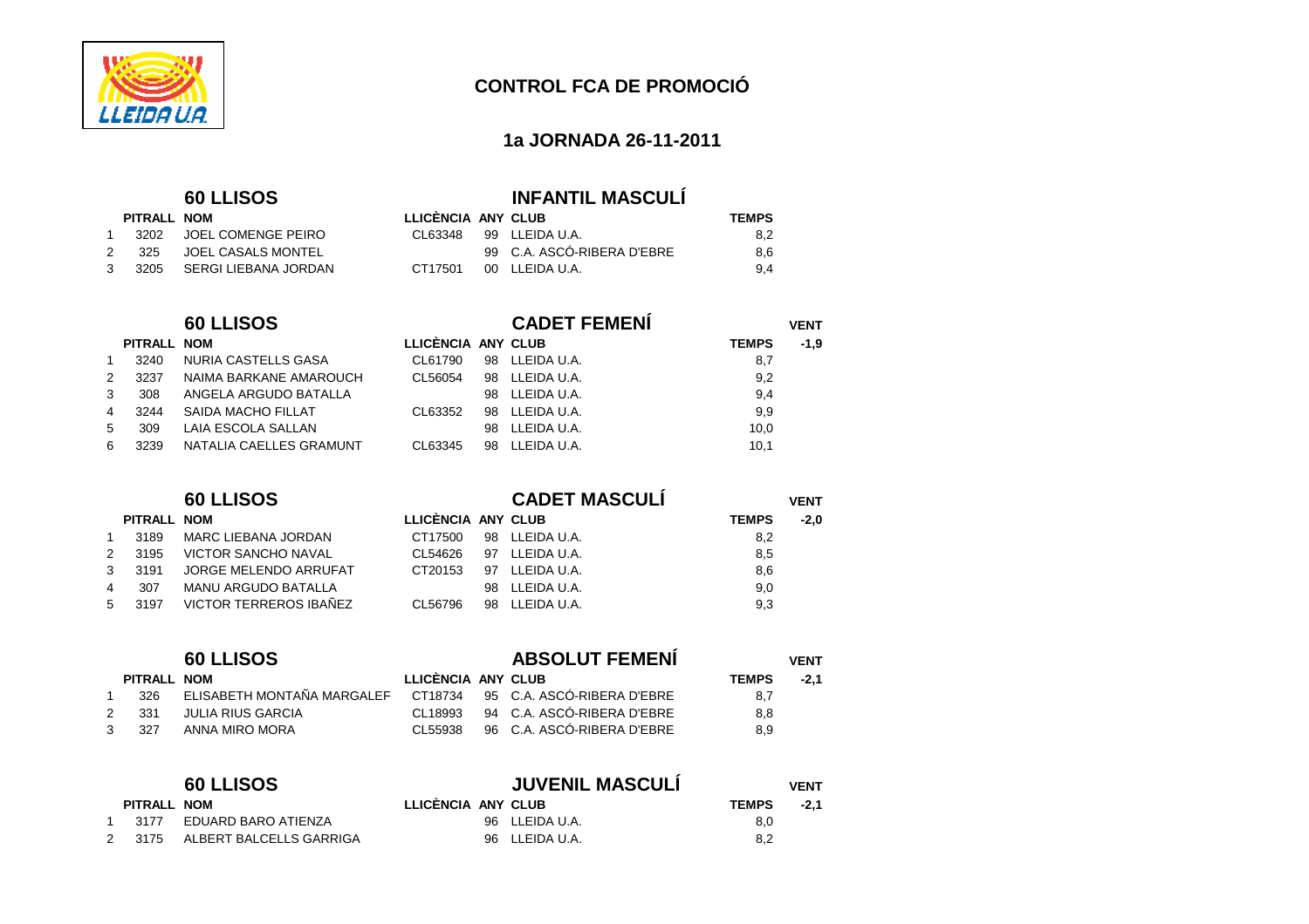# CONTROL FCA DE PROMOCIÓ

## 1a JORNADA 26-11-2011

### 60 LLISOS — INFANTIL MASCULÍ

| | PITRALL | NOM | LLICÈNCIA | ANY | CLUB | TEMPS |
|---|---|---|---|---|---|---|
| 1 | 3202 | JOEL COMENGE PEIRO | CL63348 | 99 | LLEIDA U.A. | 8,2 |
| 2 | 325 | JOEL CASALS MONTEL | | 99 | C.A. ASCÓ-RIBERA D'EBRE | 8,6 |
| 3 | 3205 | SERGI LIEBANA JORDAN | CT17501 | 00 | LLEIDA U.A. | 9,4 |

### 60 LLISOS — CADET FEMENÍ

VENT -1,9

| | PITRALL | NOM | LLICÈNCIA | ANY | CLUB | TEMPS |
|---|---|---|---|---|---|---|
| 1 | 3240 | NURIA CASTELLS GASA | CL61790 | 98 | LLEIDA U.A. | 8,7 |
| 2 | 3237 | NAIMA BARKANE AMAROUCH | CL56054 | 98 | LLEIDA U.A. | 9,2 |
| 3 | 308 | ANGELA ARGUDO BATALLA | | 98 | LLEIDA U.A. | 9,4 |
| 4 | 3244 | SAIDA MACHO FILLAT | CL63352 | 98 | LLEIDA U.A. | 9,9 |
| 5 | 309 | LAIA ESCOLA SALLAN | | 98 | LLEIDA U.A. | 10,0 |
| 6 | 3239 | NATALIA CAELLES GRAMUNT | CL63345 | 98 | LLEIDA U.A. | 10,1 |

### 60 LLISOS — CADET MASCULÍ

VENT -2,0

| | PITRALL | NOM | LLICÈNCIA | ANY | CLUB | TEMPS |
|---|---|---|---|---|---|---|
| 1 | 3189 | MARC LIEBANA JORDAN | CT17500 | 98 | LLEIDA U.A. | 8,2 |
| 2 | 3195 | VICTOR SANCHO NAVAL | CL54626 | 97 | LLEIDA U.A. | 8,5 |
| 3 | 3191 | JORGE MELENDO ARRUFAT | CT20153 | 97 | LLEIDA U.A. | 8,6 |
| 4 | 307 | MANU ARGUDO BATALLA | | 98 | LLEIDA U.A. | 9,0 |
| 5 | 3197 | VICTOR TERREROS IBAÑEZ | CL56796 | 98 | LLEIDA U.A. | 9,3 |

### 60 LLISOS — ABSOLUT FEMENÍ

VENT -2,1

| | PITRALL | NOM | LLICÈNCIA | ANY | CLUB | TEMPS |
|---|---|---|---|---|---|---|
| 1 | 326 | ELISABETH MONTAÑA MARGALEF | CT18734 | 95 | C.A. ASCÓ-RIBERA D'EBRE | 8,7 |
| 2 | 331 | JULIA RIUS GARCIA | CL18993 | 94 | C.A. ASCÓ-RIBERA D'EBRE | 8,8 |
| 3 | 327 | ANNA MIRO MORA | CL55938 | 96 | C.A. ASCÓ-RIBERA D'EBRE | 8,9 |

### 60 LLISOS — JUVENIL MASCULÍ

VENT -2,1

| | PITRALL | NOM | LLICÈNCIA | ANY | CLUB | TEMPS |
|---|---|---|---|---|---|---|
| 1 | 3177 | EDUARD BARO ATIENZA | | 96 | LLEIDA U.A. | 8,0 |
| 2 | 3175 | ALBERT BALCELLS GARRIGA | | 96 | LLEIDA U.A. | 8,2 |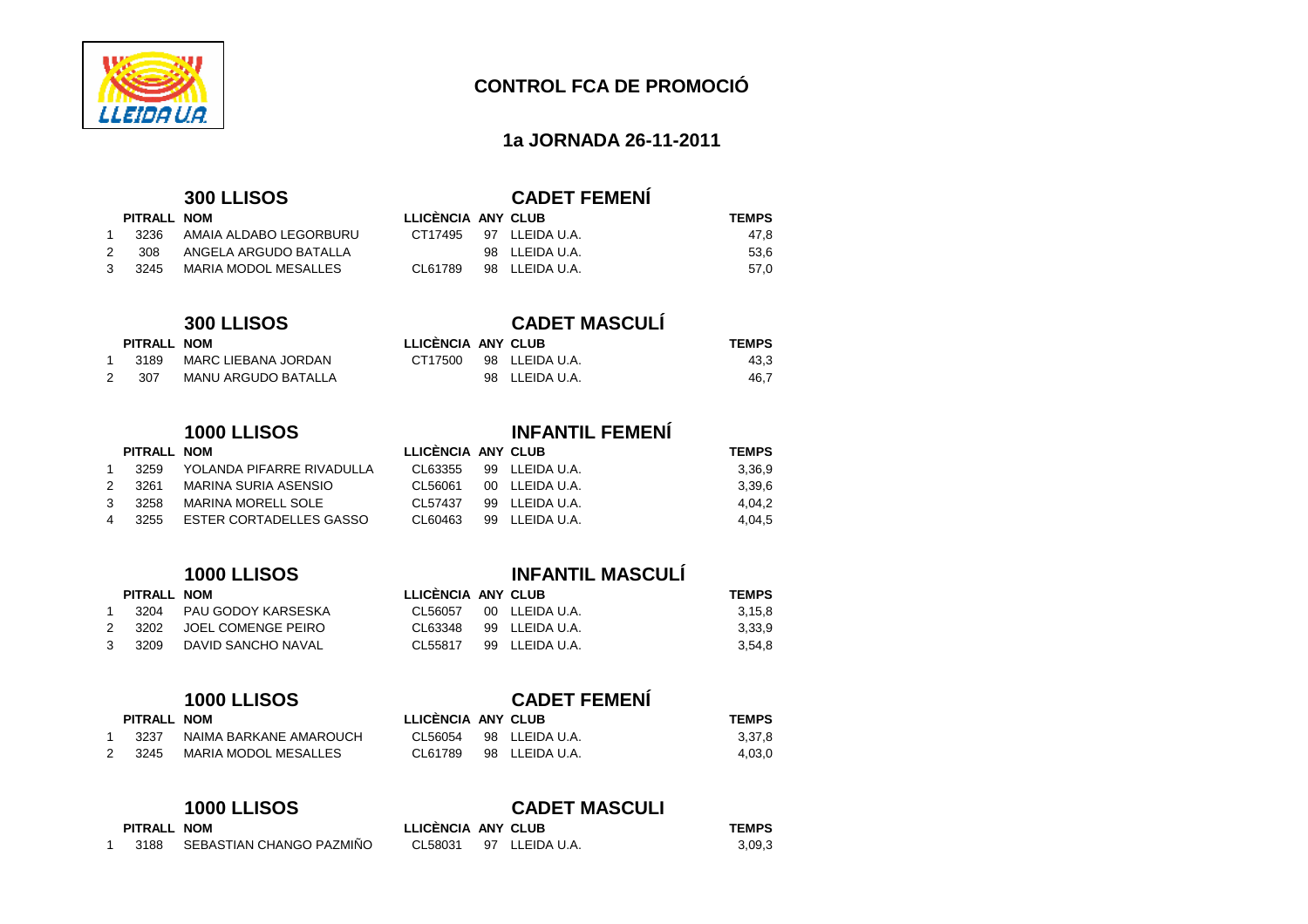# CONTROL FCA DE PROMOCIÓ

## 1a JORNADA 26-11-2011

### 300 LLISOS — CADET FEMENÍ

| | PITRALL | NOM | LLICÈNCIA | ANY | CLUB | TEMPS |
|---|---|---|---|---|---|---|
| 1 | 3236 | AMAIA ALDABO LEGORBURU | CT17495 | 97 | LLEIDA U.A. | 47,8 |
| 2 | 308 | ANGELA ARGUDO BATALLA | | 98 | LLEIDA U.A. | 53,6 |
| 3 | 3245 | MARIA MODOL MESALLES | CL61789 | 98 | LLEIDA U.A. | 57,0 |

### 300 LLISOS — CADET MASCULÍ

| | PITRALL | NOM | LLICÈNCIA | ANY | CLUB | TEMPS |
|---|---|---|---|---|---|---|
| 1 | 3189 | MARC LIEBANA JORDAN | CT17500 | 98 | LLEIDA U.A. | 43,3 |
| 2 | 307 | MANU ARGUDO BATALLA | | 98 | LLEIDA U.A. | 46,7 |

### 1000 LLISOS — INFANTIL FEMENÍ

| | PITRALL | NOM | LLICÈNCIA | ANY | CLUB | TEMPS |
|---|---|---|---|---|---|---|
| 1 | 3259 | YOLANDA PIFARRE RIVADULLA | CL63355 | 99 | LLEIDA U.A. | 3,36,9 |
| 2 | 3261 | MARINA SURIA ASENSIO | CL56061 | 00 | LLEIDA U.A. | 3,39,6 |
| 3 | 3258 | MARINA MORELL SOLE | CL57437 | 99 | LLEIDA U.A. | 4,04,2 |
| 4 | 3255 | ESTER CORTADELLES GASSO | CL60463 | 99 | LLEIDA U.A. | 4,04,5 |

### 1000 LLISOS — INFANTIL MASCULÍ

| | PITRALL | NOM | LLICÈNCIA | ANY | CLUB | TEMPS |
|---|---|---|---|---|---|---|
| 1 | 3204 | PAU GODOY KARSESKA | CL56057 | 00 | LLEIDA U.A. | 3,15,8 |
| 2 | 3202 | JOEL COMENGE PEIRO | CL63348 | 99 | LLEIDA U.A. | 3,33,9 |
| 3 | 3209 | DAVID SANCHO NAVAL | CL55817 | 99 | LLEIDA U.A. | 3,54,8 |

### 1000 LLISOS — CADET FEMENÍ

| | PITRALL | NOM | LLICÈNCIA | ANY | CLUB | TEMPS |
|---|---|---|---|---|---|---|
| 1 | 3237 | NAIMA BARKANE AMAROUCH | CL56054 | 98 | LLEIDA U.A. | 3,37,8 |
| 2 | 3245 | MARIA MODOL MESALLES | CL61789 | 98 | LLEIDA U.A. | 4,03,0 |

### 1000 LLISOS — CADET MASCULI

| | PITRALL | NOM | LLICÈNCIA | ANY | CLUB | TEMPS |
|---|---|---|---|---|---|---|
| 1 | 3188 | SEBASTIAN CHANGO PAZMIÑO | CL58031 | 97 | LLEIDA U.A. | 3,09,3 |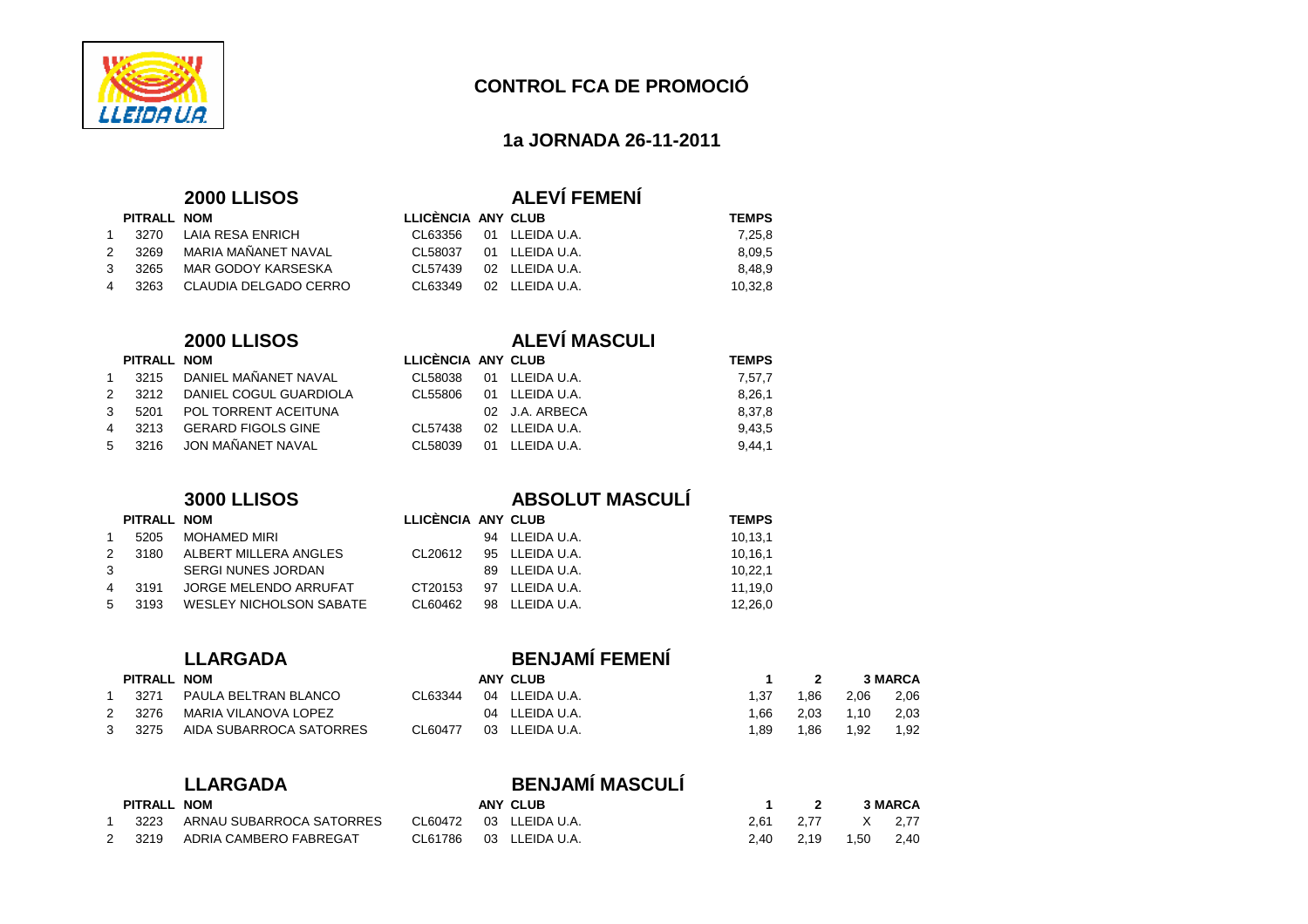# CONTROL FCA DE PROMOCIÓ

## 1a JORNADA 26-11-2011

### 2000 LLISOS — ALEVÍ FEMENÍ

| | PITRALL | NOM | LLICÈNCIA | ANY | CLUB | TEMPS |
|---|---|---|---|---|---|---|
| 1 | 3270 | LAIA RESA ENRICH | CL63356 | 01 | LLEIDA U.A. | 7,25,8 |
| 2 | 3269 | MARIA MAÑANET NAVAL | CL58037 | 01 | LLEIDA U.A. | 8,09,5 |
| 3 | 3265 | MAR GODOY KARSESKA | CL57439 | 02 | LLEIDA U.A. | 8,48,9 |
| 4 | 3263 | CLAUDIA DELGADO CERRO | CL63349 | 02 | LLEIDA U.A. | 10,32,8 |

### 2000 LLISOS — ALEVÍ MASCULI

| | PITRALL | NOM | LLICÈNCIA | ANY | CLUB | TEMPS |
|---|---|---|---|---|---|---|
| 1 | 3215 | DANIEL MAÑANET NAVAL | CL58038 | 01 | LLEIDA U.A. | 7,57,7 |
| 2 | 3212 | DANIEL COGUL GUARDIOLA | CL55806 | 01 | LLEIDA U.A. | 8,26,1 |
| 3 | 5201 | POL TORRENT ACEITUNA | | 02 | J.A. ARBECA | 8,37,8 |
| 4 | 3213 | GERARD FIGOLS GINE | CL57438 | 02 | LLEIDA U.A. | 9,43,5 |
| 5 | 3216 | JON MAÑANET NAVAL | CL58039 | 01 | LLEIDA U.A. | 9,44,1 |

### 3000 LLISOS — ABSOLUT MASCULÍ

| | PITRALL | NOM | LLICÈNCIA | ANY | CLUB | TEMPS |
|---|---|---|---|---|---|---|
| 1 | 5205 | MOHAMED MIRI | | 94 | LLEIDA U.A. | 10,13,1 |
| 2 | 3180 | ALBERT MILLERA ANGLES | CL20612 | 95 | LLEIDA U.A. | 10,16,1 |
| 3 | | SERGI NUNES JORDAN | | 89 | LLEIDA U.A. | 10,22,1 |
| 4 | 3191 | JORGE MELENDO ARRUFAT | CT20153 | 97 | LLEIDA U.A. | 11,19,0 |
| 5 | 3193 | WESLEY NICHOLSON SABATE | CL60462 | 98 | LLEIDA U.A. | 12,26,0 |

### LLARGADA — BENJAMÍ FEMENÍ

| | PITRALL | NOM | | ANY | CLUB | 1 | 2 | 3 | MARCA |
|---|---|---|---|---|---|---|---|---|---|
| 1 | 3271 | PAULA BELTRAN BLANCO | CL63344 | 04 | LLEIDA U.A. | 1,37 | 1,86 | 2,06 | 2,06 |
| 2 | 3276 | MARIA VILANOVA LOPEZ | | 04 | LLEIDA U.A. | 1,66 | 2,03 | 1,10 | 2,03 |
| 3 | 3275 | AIDA SUBARROCA SATORRES | CL60477 | 03 | LLEIDA U.A. | 1,89 | 1,86 | 1,92 | 1,92 |

### LLARGADA — BENJAMÍ MASCULÍ

| | PITRALL | NOM | | ANY | CLUB | 1 | 2 | 3 | MARCA |
|---|---|---|---|---|---|---|---|---|---|
| 1 | 3223 | ARNAU SUBARROCA SATORRES | CL60472 | 03 | LLEIDA U.A. | 2,61 | 2,77 | X | 2,77 |
| 2 | 3219 | ADRIA CAMBERO FABREGAT | CL61786 | 03 | LLEIDA U.A. | 2,40 | 2,19 | 1,50 | 2,40 |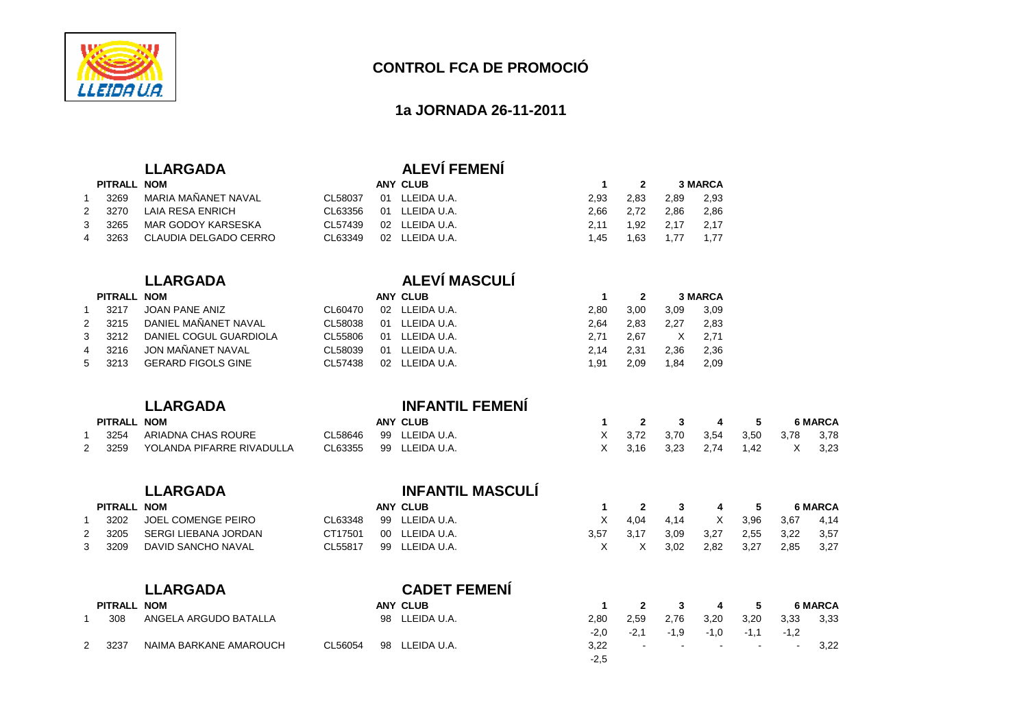## CONTROL FCA DE PROMOCIÓ

### 1a JORNADA 26-11-2011

### LLARGADA — ALEVÍ FEMENÍ

| | PITRALL | NOM | | ANY | CLUB | 1 | 2 | 3 | MARCA |
|---|---|---|---|---|---|---|---|---|---|
| 1 | 3269 | MARIA MAÑANET NAVAL | CL58037 | 01 | LLEIDA U.A. | 2,93 | 2,83 | 2,89 | 2,93 |
| 2 | 3270 | LAIA RESA ENRICH | CL63356 | 01 | LLEIDA U.A. | 2,66 | 2,72 | 2,86 | 2,86 |
| 3 | 3265 | MAR GODOY KARSESKA | CL57439 | 02 | LLEIDA U.A. | 2,11 | 1,92 | 2,17 | 2,17 |
| 4 | 3263 | CLAUDIA DELGADO CERRO | CL63349 | 02 | LLEIDA U.A. | 1,45 | 1,63 | 1,77 | 1,77 |

### LLARGADA — ALEVÍ MASCULÍ

| | PITRALL | NOM | | ANY | CLUB | 1 | 2 | 3 | MARCA |
|---|---|---|---|---|---|---|---|---|---|
| 1 | 3217 | JOAN PANE ANIZ | CL60470 | 02 | LLEIDA U.A. | 2,80 | 3,00 | 3,09 | 3,09 |
| 2 | 3215 | DANIEL MAÑANET NAVAL | CL58038 | 01 | LLEIDA U.A. | 2,64 | 2,83 | 2,27 | 2,83 |
| 3 | 3212 | DANIEL COGUL GUARDIOLA | CL55806 | 01 | LLEIDA U.A. | 2,71 | 2,67 | X | 2,71 |
| 4 | 3216 | JON MAÑANET NAVAL | CL58039 | 01 | LLEIDA U.A. | 2,14 | 2,31 | 2,36 | 2,36 |
| 5 | 3213 | GERARD FIGOLS GINE | CL57438 | 02 | LLEIDA U.A. | 1,91 | 2,09 | 1,84 | 2,09 |

### LLARGADA — INFANTIL FEMENÍ

| | PITRALL | NOM | | ANY | CLUB | 1 | 2 | 3 | 4 | 5 | 6 | MARCA |
|---|---|---|---|---|---|---|---|---|---|---|---|---|
| 1 | 3254 | ARIADNA CHAS ROURE | CL58646 | 99 | LLEIDA U.A. | X | 3,72 | 3,70 | 3,54 | 3,50 | 3,78 | 3,78 |
| 2 | 3259 | YOLANDA PIFARRE RIVADULLA | CL63355 | 99 | LLEIDA U.A. | X | 3,16 | 3,23 | 2,74 | 1,42 | X | 3,23 |

### LLARGADA — INFANTIL MASCULÍ

| | PITRALL | NOM | | ANY | CLUB | 1 | 2 | 3 | 4 | 5 | 6 | MARCA |
|---|---|---|---|---|---|---|---|---|---|---|---|---|
| 1 | 3202 | JOEL COMENGE PEIRO | CL63348 | 99 | LLEIDA U.A. | X | 4,04 | 4,14 | X | 3,96 | 3,67 | 4,14 |
| 2 | 3205 | SERGI LIEBANA JORDAN | CT17501 | 00 | LLEIDA U.A. | 3,57 | 3,17 | 3,09 | 3,27 | 2,55 | 3,22 | 3,57 |
| 3 | 3209 | DAVID SANCHO NAVAL | CL55817 | 99 | LLEIDA U.A. | X | X | 3,02 | 2,82 | 3,27 | 2,85 | 3,27 |

### LLARGADA — CADET FEMENÍ

| | PITRALL | NOM | | ANY | CLUB | 1 | 2 | 3 | 4 | 5 | 6 | MARCA |
|---|---|---|---|---|---|---|---|---|---|---|---|---|
| 1 | 308 | ANGELA ARGUDO BATALLA | | 98 | LLEIDA U.A. | 2,80 | 2,59 | 2,76 | 3,20 | 3,20 | 3,33 | 3,33 |
| | | | | | | -2,0 | -2,1 | -1,9 | -1,0 | -1,1 | -1,2 | |
| 2 | 3237 | NAIMA BARKANE AMAROUCH | CL56054 | 98 | LLEIDA U.A. | 3,22 | - | - | - | - | - | 3,22 |
| | | | | | | -2,5 | | | | | | |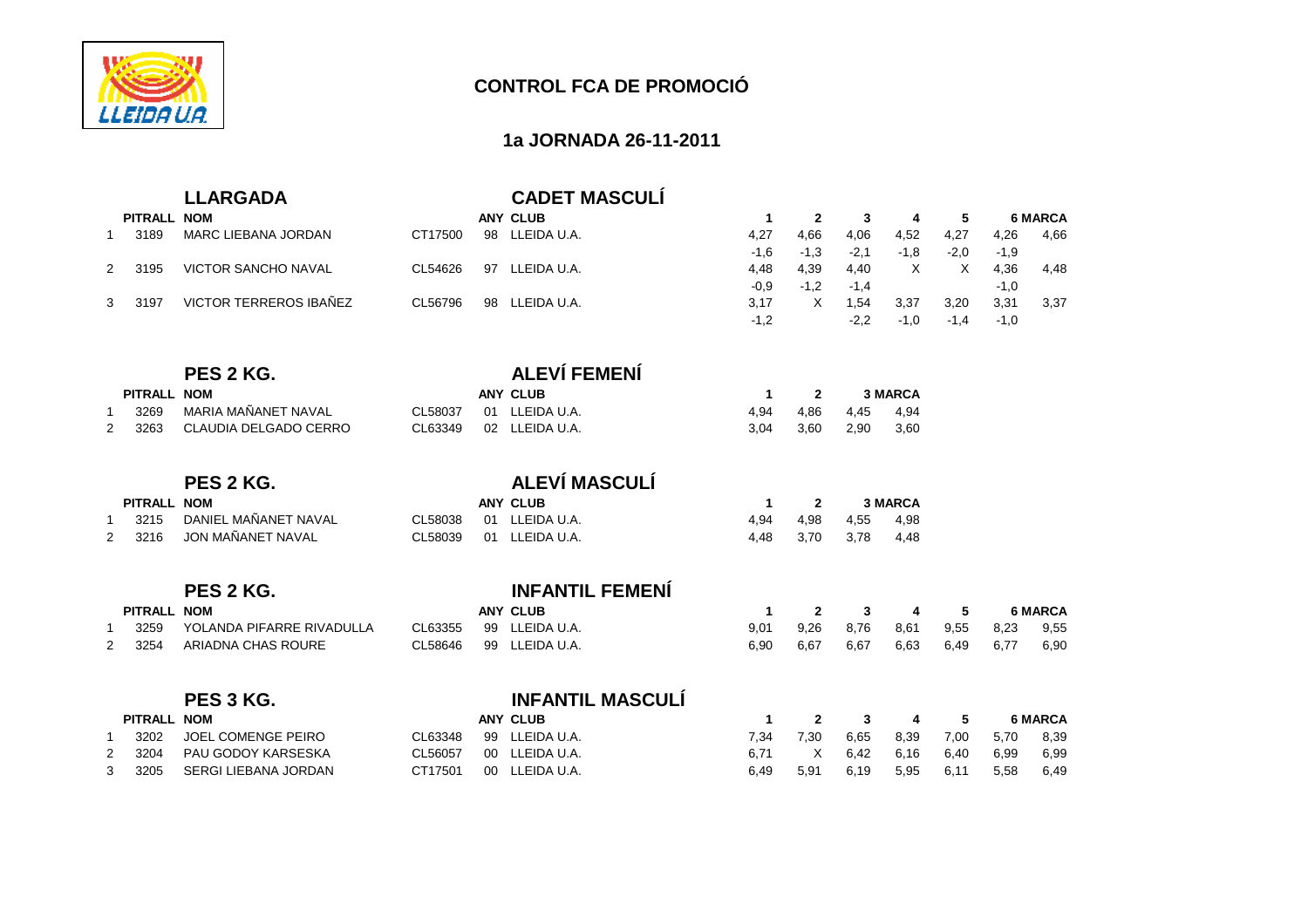## CONTROL FCA DE PROMOCIÓ

### 1a JORNADA 26-11-2011

### LLARGADA — CADET MASCULÍ

| | PITRALL | NOM | | ANY | CLUB | 1 | 2 | 3 | 4 | 5 | 6 | MARCA |
|---|---|---|---|---|---|---|---|---|---|---|---|---|
| 1 | 3189 | MARC LIEBANA JORDAN | CT17500 | 98 | LLEIDA U.A. | 4,27 | 4,66 | 4,06 | 4,52 | 4,27 | 4,26 | 4,66 |
| | | | | | | -1,6 | -1,3 | -2,1 | -1,8 | -2,0 | -1,9 | |
| 2 | 3195 | VICTOR SANCHO NAVAL | CL54626 | 97 | LLEIDA U.A. | 4,48 | 4,39 | 4,40 | X | X | 4,36 | 4,48 |
| | | | | | | -0,9 | -1,2 | -1,4 | | | -1,0 | |
| 3 | 3197 | VICTOR TERREROS IBAÑEZ | CL56796 | 98 | LLEIDA U.A. | 3,17 | X | 1,54 | 3,37 | 3,20 | 3,31 | 3,37 |
| | | | | | | -1,2 | | -2,2 | -1,0 | -1,4 | -1,0 | |

### PES 2 KG. — ALEVÍ FEMENÍ

| | PITRALL | NOM | | ANY | CLUB | 1 | 2 | 3 | MARCA |
|---|---|---|---|---|---|---|---|---|---|
| 1 | 3269 | MARIA MAÑANET NAVAL | CL58037 | 01 | LLEIDA U.A. | 4,94 | 4,86 | 4,45 | 4,94 |
| 2 | 3263 | CLAUDIA DELGADO CERRO | CL63349 | 02 | LLEIDA U.A. | 3,04 | 3,60 | 2,90 | 3,60 |

### PES 2 KG. — ALEVÍ MASCULÍ

| | PITRALL | NOM | | ANY | CLUB | 1 | 2 | 3 | MARCA |
|---|---|---|---|---|---|---|---|---|---|
| 1 | 3215 | DANIEL MAÑANET NAVAL | CL58038 | 01 | LLEIDA U.A. | 4,94 | 4,98 | 4,55 | 4,98 |
| 2 | 3216 | JON MAÑANET NAVAL | CL58039 | 01 | LLEIDA U.A. | 4,48 | 3,70 | 3,78 | 4,48 |

### PES 2 KG. — INFANTIL FEMENÍ

| | PITRALL | NOM | | ANY | CLUB | 1 | 2 | 3 | 4 | 5 | 6 | MARCA |
|---|---|---|---|---|---|---|---|---|---|---|---|---|
| 1 | 3259 | YOLANDA PIFARRE RIVADULLA | CL63355 | 99 | LLEIDA U.A. | 9,01 | 9,26 | 8,76 | 8,61 | 9,55 | 8,23 | 9,55 |
| 2 | 3254 | ARIADNA CHAS ROURE | CL58646 | 99 | LLEIDA U.A. | 6,90 | 6,67 | 6,67 | 6,63 | 6,49 | 6,77 | 6,90 |

### PES 3 KG. — INFANTIL MASCULÍ

| | PITRALL | NOM | | ANY | CLUB | 1 | 2 | 3 | 4 | 5 | 6 | MARCA |
|---|---|---|---|---|---|---|---|---|---|---|---|---|
| 1 | 3202 | JOEL COMENGE PEIRO | CL63348 | 99 | LLEIDA U.A. | 7,34 | 7,30 | 6,65 | 8,39 | 7,00 | 5,70 | 8,39 |
| 2 | 3204 | PAU GODOY KARSESKA | CL56057 | 00 | LLEIDA U.A. | 6,71 | X | 6,42 | 6,16 | 6,40 | 6,99 | 6,99 |
| 3 | 3205 | SERGI LIEBANA JORDAN | CT17501 | 00 | LLEIDA U.A. | 6,49 | 5,91 | 6,19 | 5,95 | 6,11 | 5,58 | 6,49 |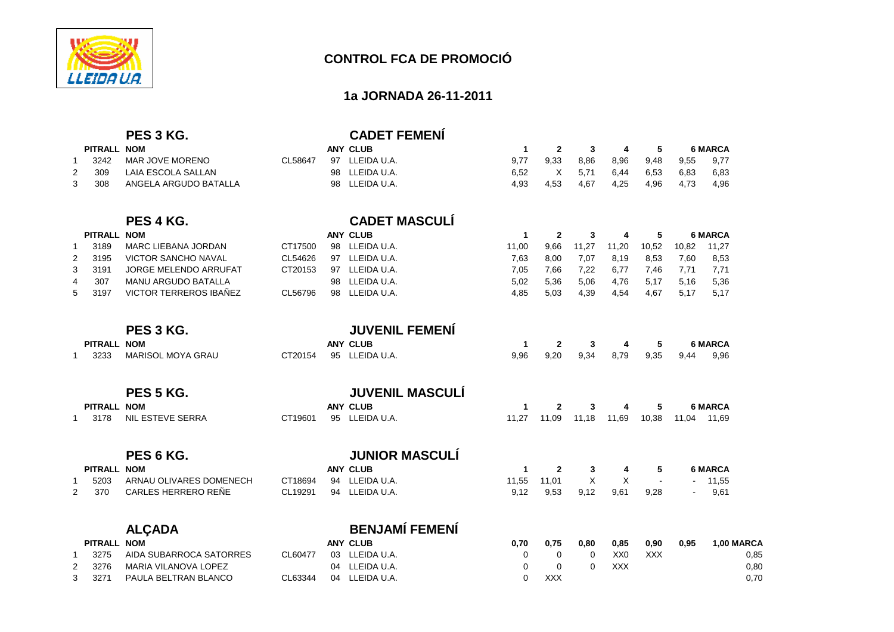## CONTROL FCA DE PROMOCIÓ

### 1a JORNADA 26-11-2011

### PES 3 KG. — CADET FEMENÍ

| | PITRALL | NOM | | ANY | CLUB | 1 | 2 | 3 | 4 | 5 | 6 | MARCA |
|---|---|---|---|---|---|---|---|---|---|---|---|---|
| 1 | 3242 | MAR JOVE MORENO | CL58647 | 97 | LLEIDA U.A. | 9,77 | 9,33 | 8,86 | 8,96 | 9,48 | 9,55 | 9,77 |
| 2 | 309 | LAIA ESCOLA SALLAN | | 98 | LLEIDA U.A. | 6,52 | X | 5,71 | 6,44 | 6,53 | 6,83 | 6,83 |
| 3 | 308 | ANGELA ARGUDO BATALLA | | 98 | LLEIDA U.A. | 4,93 | 4,53 | 4,67 | 4,25 | 4,96 | 4,73 | 4,96 |

### PES 4 KG. — CADET MASCULÍ

| | PITRALL | NOM | | ANY | CLUB | 1 | 2 | 3 | 4 | 5 | 6 | MARCA |
|---|---|---|---|---|---|---|---|---|---|---|---|---|
| 1 | 3189 | MARC LIEBANA JORDAN | CT17500 | 98 | LLEIDA U.A. | 11,00 | 9,66 | 11,27 | 11,20 | 10,52 | 10,82 | 11,27 |
| 2 | 3195 | VICTOR SANCHO NAVAL | CL54626 | 97 | LLEIDA U.A. | 7,63 | 8,00 | 7,07 | 8,19 | 8,53 | 7,60 | 8,53 |
| 3 | 3191 | JORGE MELENDO ARRUFAT | CT20153 | 97 | LLEIDA U.A. | 7,05 | 7,66 | 7,22 | 6,77 | 7,46 | 7,71 | 7,71 |
| 4 | 307 | MANU ARGUDO BATALLA | | 98 | LLEIDA U.A. | 5,02 | 5,36 | 5,06 | 4,76 | 5,17 | 5,16 | 5,36 |
| 5 | 3197 | VICTOR TERREROS IBAÑEZ | CL56796 | 98 | LLEIDA U.A. | 4,85 | 5,03 | 4,39 | 4,54 | 4,67 | 5,17 | 5,17 |

### PES 3 KG. — JUVENIL FEMENÍ

| | PITRALL | NOM | | ANY | CLUB | 1 | 2 | 3 | 4 | 5 | 6 | MARCA |
|---|---|---|---|---|---|---|---|---|---|---|---|---|
| 1 | 3233 | MARISOL MOYA GRAU | CT20154 | 95 | LLEIDA U.A. | 9,96 | 9,20 | 9,34 | 8,79 | 9,35 | 9,44 | 9,96 |

### PES 5 KG. — JUVENIL MASCULÍ

| | PITRALL | NOM | | ANY | CLUB | 1 | 2 | 3 | 4 | 5 | 6 | MARCA |
|---|---|---|---|---|---|---|---|---|---|---|---|---|
| 1 | 3178 | NIL ESTEVE SERRA | CT19601 | 95 | LLEIDA U.A. | 11,27 | 11,09 | 11,18 | 11,69 | 10,38 | 11,04 | 11,69 |

### PES 6 KG. — JUNIOR MASCULÍ

| | PITRALL | NOM | | ANY | CLUB | 1 | 2 | 3 | 4 | 5 | 6 | MARCA |
|---|---|---|---|---|---|---|---|---|---|---|---|---|
| 1 | 5203 | ARNAU OLIVARES DOMENECH | CT18694 | 94 | LLEIDA U.A. | 11,55 | 11,01 | X | X | - | - | 11,55 |
| 2 | 370 | CARLES HERRERO REÑE | CL19291 | 94 | LLEIDA U.A. | 9,12 | 9,53 | 9,12 | 9,61 | 9,28 | - | 9,61 |

### ALÇADA — BENJAMÍ FEMENÍ

| | PITRALL | NOM | | ANY | CLUB | 0,70 | 0,75 | 0,80 | 0,85 | 0,90 | 0,95 | 1,00 | MARCA |
|---|---|---|---|---|---|---|---|---|---|---|---|---|---|
| 1 | 3275 | AIDA SUBARROCA SATORRES | CL60477 | 03 | LLEIDA U.A. | 0 | 0 | 0 | XX0 | XXX | | | 0,85 |
| 2 | 3276 | MARIA VILANOVA LOPEZ | | 04 | LLEIDA U.A. | 0 | 0 | 0 | XXX | | | | 0,80 |
| 3 | 3271 | PAULA BELTRAN BLANCO | CL63344 | 04 | LLEIDA U.A. | 0 | XXX | | | | | | 0,70 |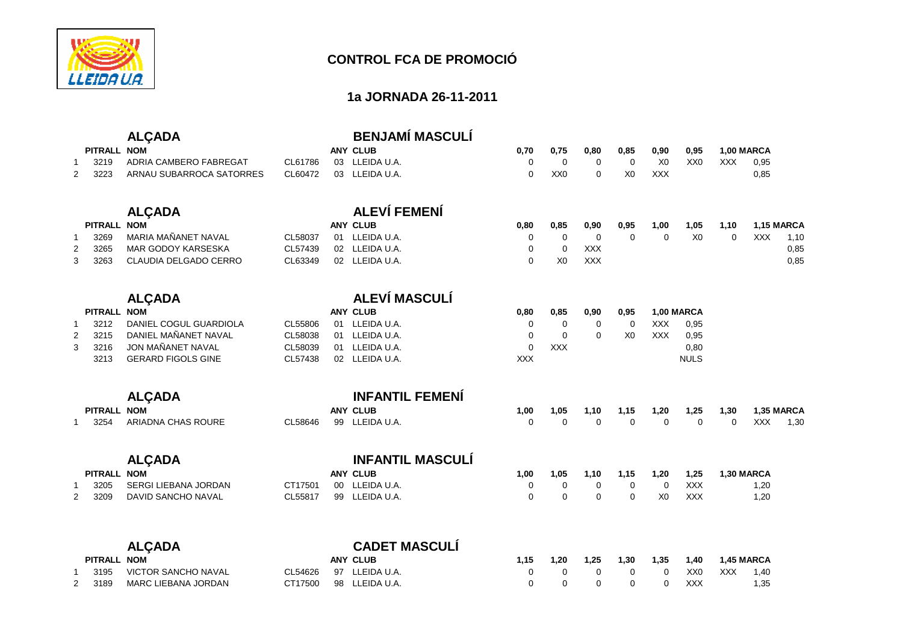# CONTROL FCA DE PROMOCIÓ

## 1a JORNADA 26-11-2011

### ALÇADA — BENJAMÍ MASCULÍ

| | PITRALL | NOM | | ANY | CLUB | 0,70 | 0,75 | 0,80 | 0,85 | 0,90 | 0,95 | 1,00 | MARCA |
|---|---|---|---|---|---|---|---|---|---|---|---|---|---|
| 1 | 3219 | ADRIA CAMBERO FABREGAT | CL61786 | 03 | LLEIDA U.A. | 0 | 0 | 0 | 0 | X0 | XX0 | XXX | 0,95 |
| 2 | 3223 | ARNAU SUBARROCA SATORRES | CL60472 | 03 | LLEIDA U.A. | 0 | XX0 | 0 | X0 | XXX | | | 0,85 |

### ALÇADA — ALEVÍ FEMENÍ

| | PITRALL | NOM | | ANY | CLUB | 0,80 | 0,85 | 0,90 | 0,95 | 1,00 | 1,05 | 1,10 | 1,15 | MARCA |
|---|---|---|---|---|---|---|---|---|---|---|---|---|---|---|
| 1 | 3269 | MARIA MAÑANET NAVAL | CL58037 | 01 | LLEIDA U.A. | 0 | 0 | 0 | 0 | 0 | X0 | 0 | XXX | 1,10 |
| 2 | 3265 | MAR GODOY KARSESKA | CL57439 | 02 | LLEIDA U.A. | 0 | 0 | XXX | | | | | | 0,85 |
| 3 | 3263 | CLAUDIA DELGADO CERRO | CL63349 | 02 | LLEIDA U.A. | 0 | X0 | XXX | | | | | | 0,85 |

### ALÇADA — ALEVÍ MASCULÍ

| | PITRALL | NOM | | ANY | CLUB | 0,80 | 0,85 | 0,90 | 0,95 | 1,00 | MARCA |
|---|---|---|---|---|---|---|---|---|---|---|---|
| 1 | 3212 | DANIEL COGUL GUARDIOLA | CL55806 | 01 | LLEIDA U.A. | 0 | 0 | 0 | 0 | XXX | 0,95 |
| 2 | 3215 | DANIEL MAÑANET NAVAL | CL58038 | 01 | LLEIDA U.A. | 0 | 0 | 0 | X0 | XXX | 0,95 |
| 3 | 3216 | JON MAÑANET NAVAL | CL58039 | 01 | LLEIDA U.A. | 0 | XXX | | | | 0,80 |
| | 3213 | GERARD FIGOLS GINE | CL57438 | 02 | LLEIDA U.A. | XXX | | | | | NULS |

### ALÇADA — INFANTIL FEMENÍ

| | PITRALL | NOM | | ANY | CLUB | 1,00 | 1,05 | 1,10 | 1,15 | 1,20 | 1,25 | 1,30 | 1,35 | MARCA |
|---|---|---|---|---|---|---|---|---|---|---|---|---|---|---|
| 1 | 3254 | ARIADNA CHAS ROURE | CL58646 | 99 | LLEIDA U.A. | 0 | 0 | 0 | 0 | 0 | 0 | 0 | XXX | 1,30 |

### ALÇADA — INFANTIL MASCULÍ

| | PITRALL | NOM | | ANY | CLUB | 1,00 | 1,05 | 1,10 | 1,15 | 1,20 | 1,25 | 1,30 | MARCA |
|---|---|---|---|---|---|---|---|---|---|---|---|---|---|
| 1 | 3205 | SERGI LIEBANA JORDAN | CT17501 | 00 | LLEIDA U.A. | 0 | 0 | 0 | 0 | 0 | XXX | | 1,20 |
| 2 | 3209 | DAVID SANCHO NAVAL | CL55817 | 99 | LLEIDA U.A. | 0 | 0 | 0 | 0 | X0 | XXX | | 1,20 |

### ALÇADA — CADET MASCULÍ

| | PITRALL | NOM | | ANY | CLUB | 1,15 | 1,20 | 1,25 | 1,30 | 1,35 | 1,40 | 1,45 | MARCA |
|---|---|---|---|---|---|---|---|---|---|---|---|---|---|
| 1 | 3195 | VICTOR SANCHO NAVAL | CL54626 | 97 | LLEIDA U.A. | 0 | 0 | 0 | 0 | 0 | XX0 | XXX | 1,40 |
| 2 | 3189 | MARC LIEBANA JORDAN | CT17500 | 98 | LLEIDA U.A. | 0 | 0 | 0 | 0 | 0 | XXX | | 1,35 |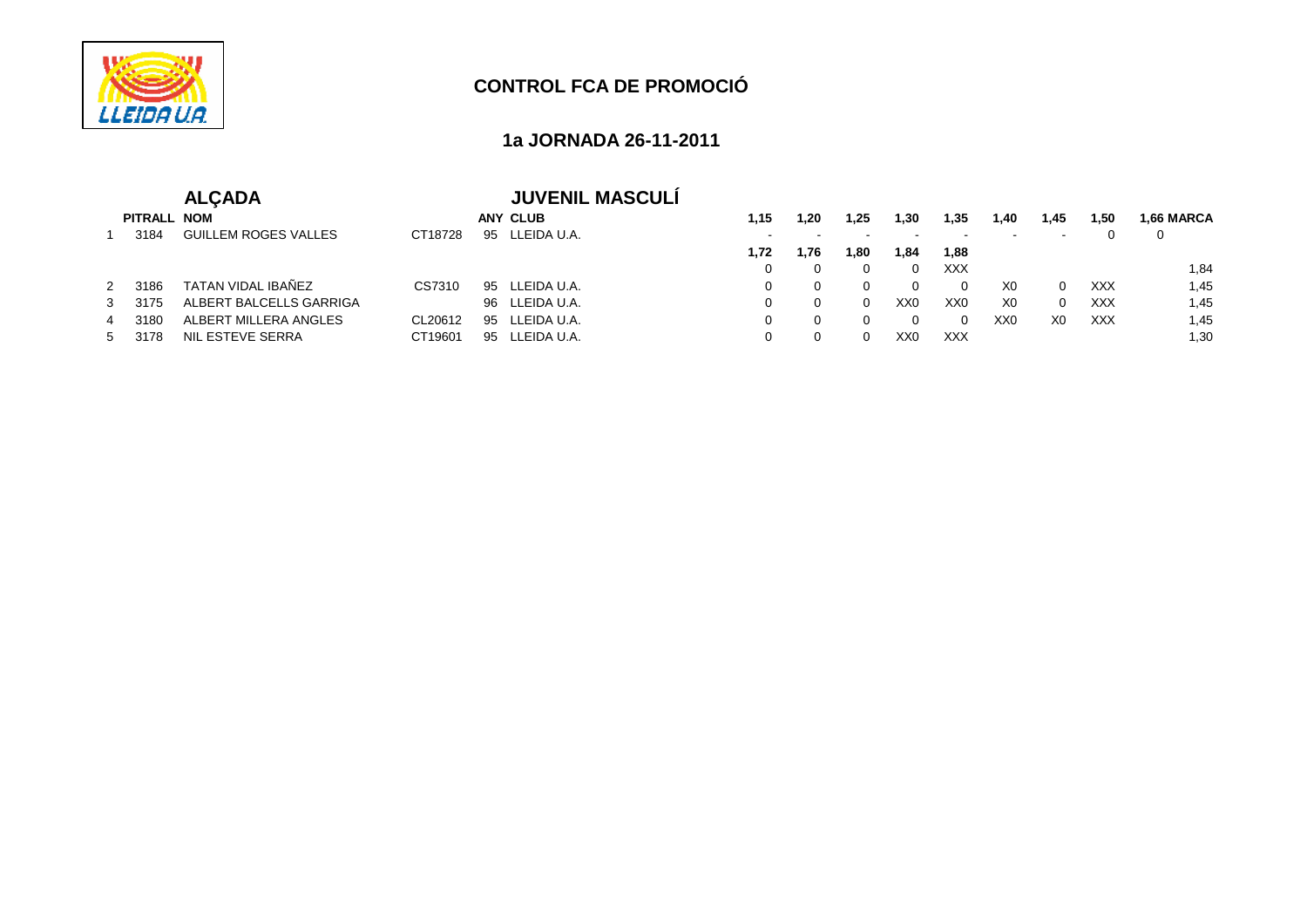# CONTROL FCA DE PROMOCIÓ

## 1a JORNADA 26-11-2011

### ALÇADA — JUVENIL MASCULÍ

| | PITRALL | NOM | | ANY | CLUB | 1,15 | 1,20 | 1,25 | 1,30 | 1,35 | 1,40 | 1,45 | 1,50 | 1,66 | MARCA |
|---|---|---|---|---|---|---|---|---|---|---|---|---|---|---|---|
| 1 | 3184 | GUILLEM ROGES VALLES | CT18728 | 95 | LLEIDA U.A. | - | - | - | - | - | - | - | 0 | 0 | |
| | | | | | | 1,72 | 1,76 | 1,80 | 1,84 | 1,88 | | | | | |
| | | | | | | 0 | 0 | 0 | 0 | XXX | | | | | 1,84 |
| 2 | 3186 | TATAN VIDAL IBAÑEZ | CS7310 | 95 | LLEIDA U.A. | 0 | 0 | 0 | 0 | 0 | X0 | 0 | XXX | | 1,45 |
| 3 | 3175 | ALBERT BALCELLS GARRIGA | | 96 | LLEIDA U.A. | 0 | 0 | 0 | XX0 | XX0 | X0 | 0 | XXX | | 1,45 |
| 4 | 3180 | ALBERT MILLERA ANGLES | CL20612 | 95 | LLEIDA U.A. | 0 | 0 | 0 | 0 | 0 | XX0 | X0 | XXX | | 1,45 |
| 5 | 3178 | NIL ESTEVE SERRA | CT19601 | 95 | LLEIDA U.A. | 0 | 0 | 0 | XX0 | XXX | | | | | 1,30 |